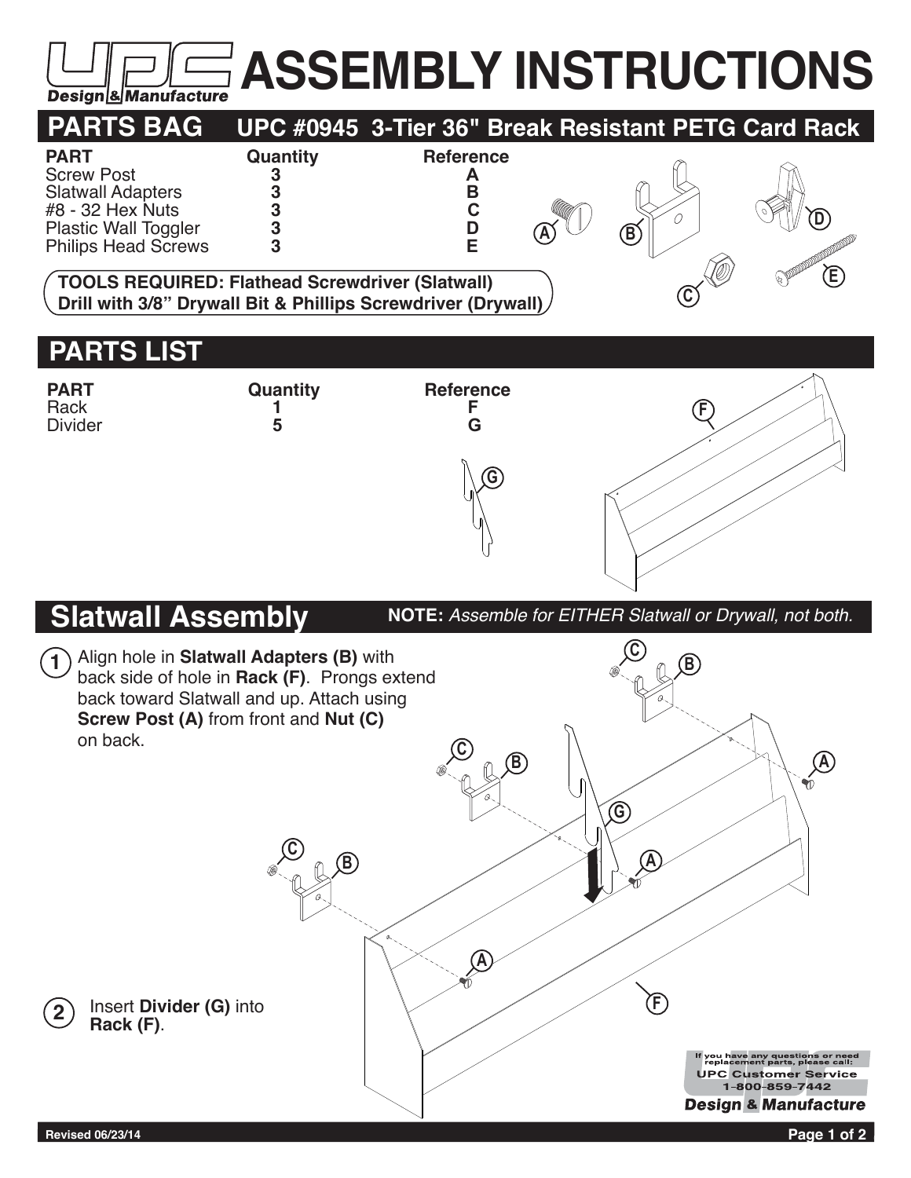# ASSEMBLY INSTRUCTIONS

UPC Design & Manufacture

## PARTS BAG — UPC #0945 3-Tier 36" Break Resistant PETG Card Rack

| PART | Quantity | Reference |
|---|---|---|
| Screw Post | 3 | A |
| Slatwall Adapters | 3 | B |
| #8 - 32 Hex Nuts | 3 | C |
| Plastic Wall Toggler | 3 | D |
| Philips Head Screws | 3 | E |

**TOOLS REQUIRED: Flathead Screwdriver (Slatwall)**
**Drill with 3/8" Drywall Bit & Phillips Screwdriver (Drywall)**

## PARTS LIST

| PART | Quantity | Reference |
|---|---|---|
| Rack | 1 | F |
| Divider | 5 | G |

## Slatwall Assembly

**NOTE:** *Assemble for EITHER Slatwall or Drywall, not both.*

1. Align hole in **Slatwall Adapters (B)** with back side of hole in **Rack (F)**. Prongs extend back toward Slatwall and up. Attach using **Screw Post (A)** from front and **Nut (C)** on back.

2. Insert **Divider (G)** into **Rack (F)**.

If you have any questions or need replacement parts, please call:
UPC Customer Service
1-800-859-7442
Design & Manufacture

Revised 06/23/14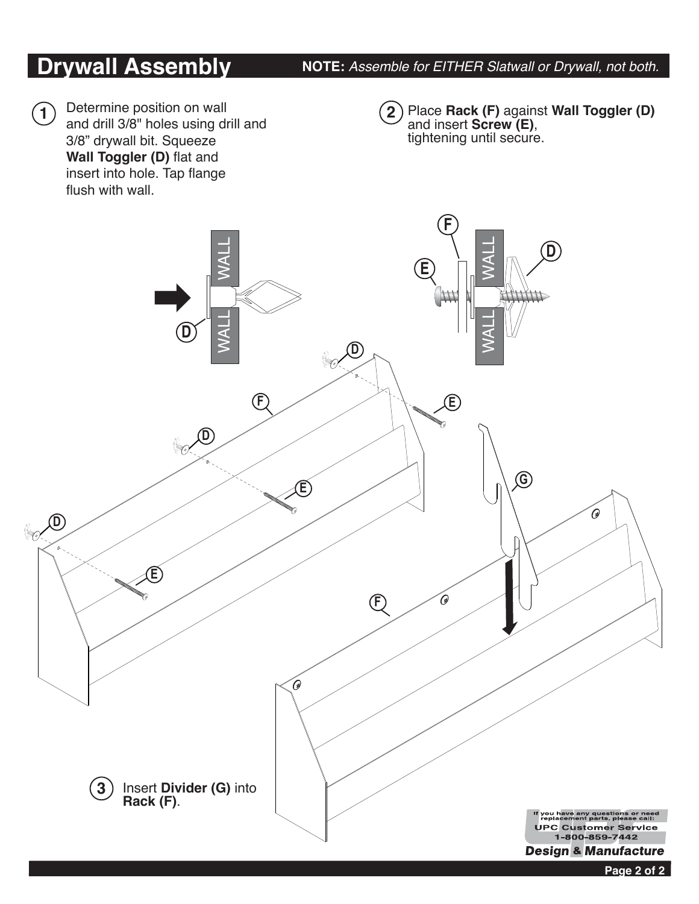# Drywall Assembly

**NOTE:** *Assemble for EITHER Slatwall or Drywall, not both.*

1. Determine position on wall and drill 3/8" holes using drill and 3/8" drywall bit. Squeeze **Wall Toggler (D)** flat and insert into hole. Tap flange flush with wall.

2. Place **Rack (F)** against **Wall Toggler (D)** and insert **Screw (E)**, tightening until secure.

3. Insert **Divider (G)** into **Rack (F)**.

If you have any questions or need replacement parts, please call:
UPC Customer Service
1-800-859-7442
*Design & Manufacture*